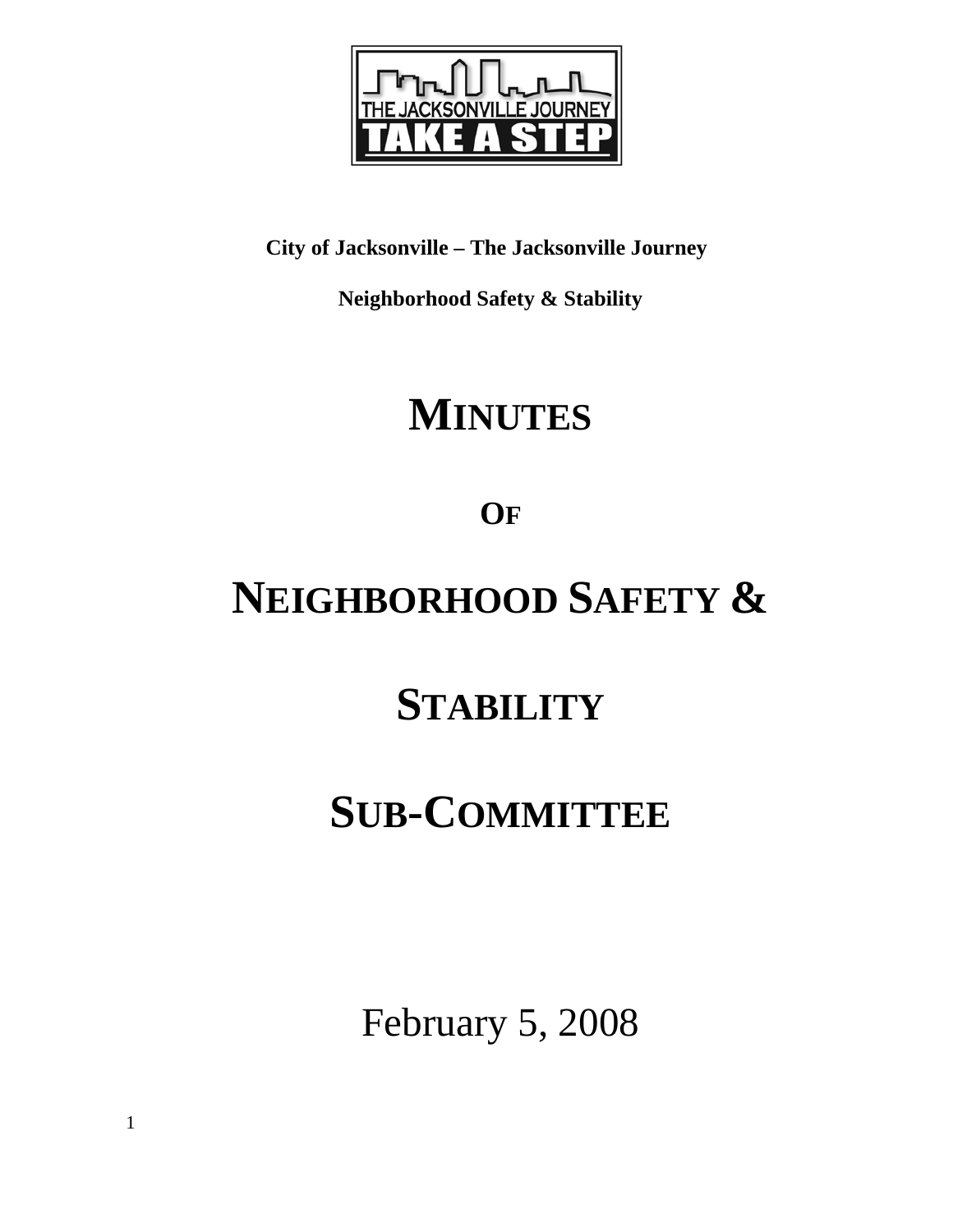**City of Jacksonville – The Jacksonville Journey**

**Neighborhood Safety & Stability**

# MINUTES

## OF

# NEIGHBORHOOD SAFETY & STABILITY SUB-COMMITTEE

February 5, 2008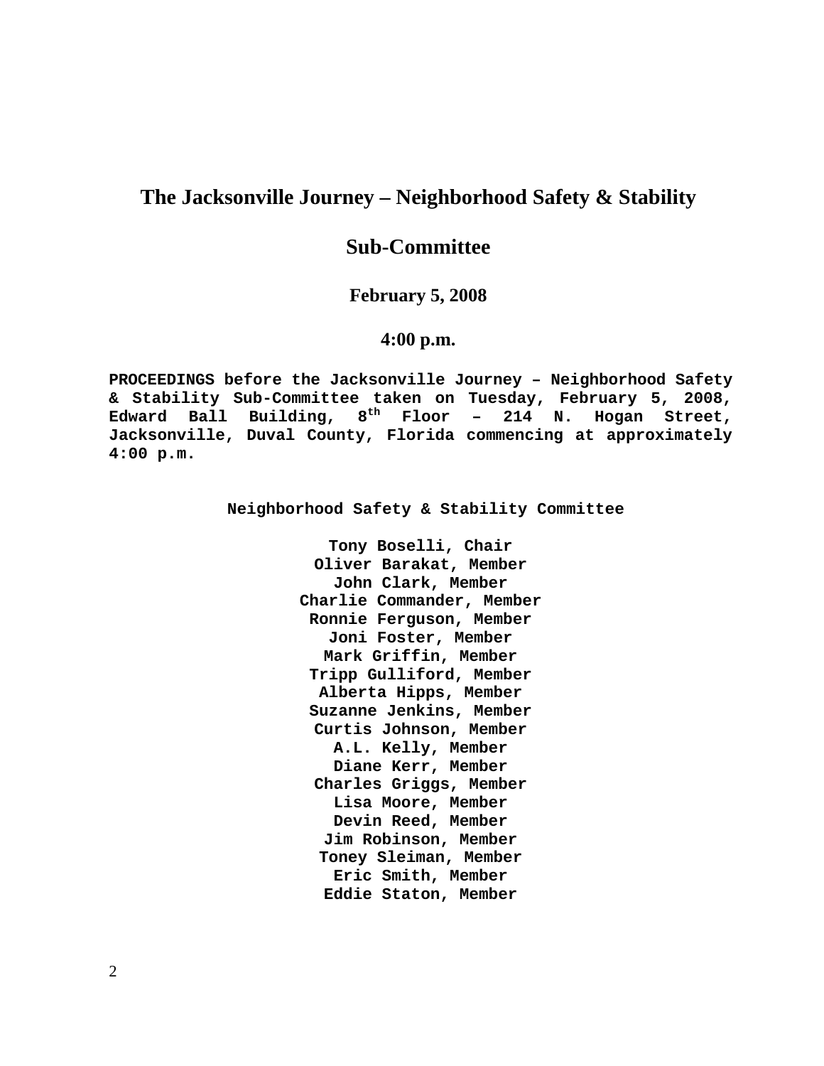# The Jacksonville Journey – Neighborhood Safety & Stability Sub-Committee

**February 5, 2008**

**4:00 p.m.**

**PROCEEDINGS before the Jacksonville Journey – Neighborhood Safety & Stability Sub-Committee taken on Tuesday, February 5, 2008, Edward Ball Building, 8th Floor – 214 N. Hogan Street, Jacksonville, Duval County, Florida commencing at approximately 4:00 p.m.**

**Neighborhood Safety & Stability Committee**

**Tony Boselli, Chair**
**Oliver Barakat, Member**
**John Clark, Member**
**Charlie Commander, Member**
**Ronnie Ferguson, Member**
**Joni Foster, Member**
**Mark Griffin, Member**
**Tripp Gulliford, Member**
**Alberta Hipps, Member**
**Suzanne Jenkins, Member**
**Curtis Johnson, Member**
**A.L. Kelly, Member**
**Diane Kerr, Member**
**Charles Griggs, Member**
**Lisa Moore, Member**
**Devin Reed, Member**
**Jim Robinson, Member**
**Toney Sleiman, Member**
**Eric Smith, Member**
**Eddie Staton, Member**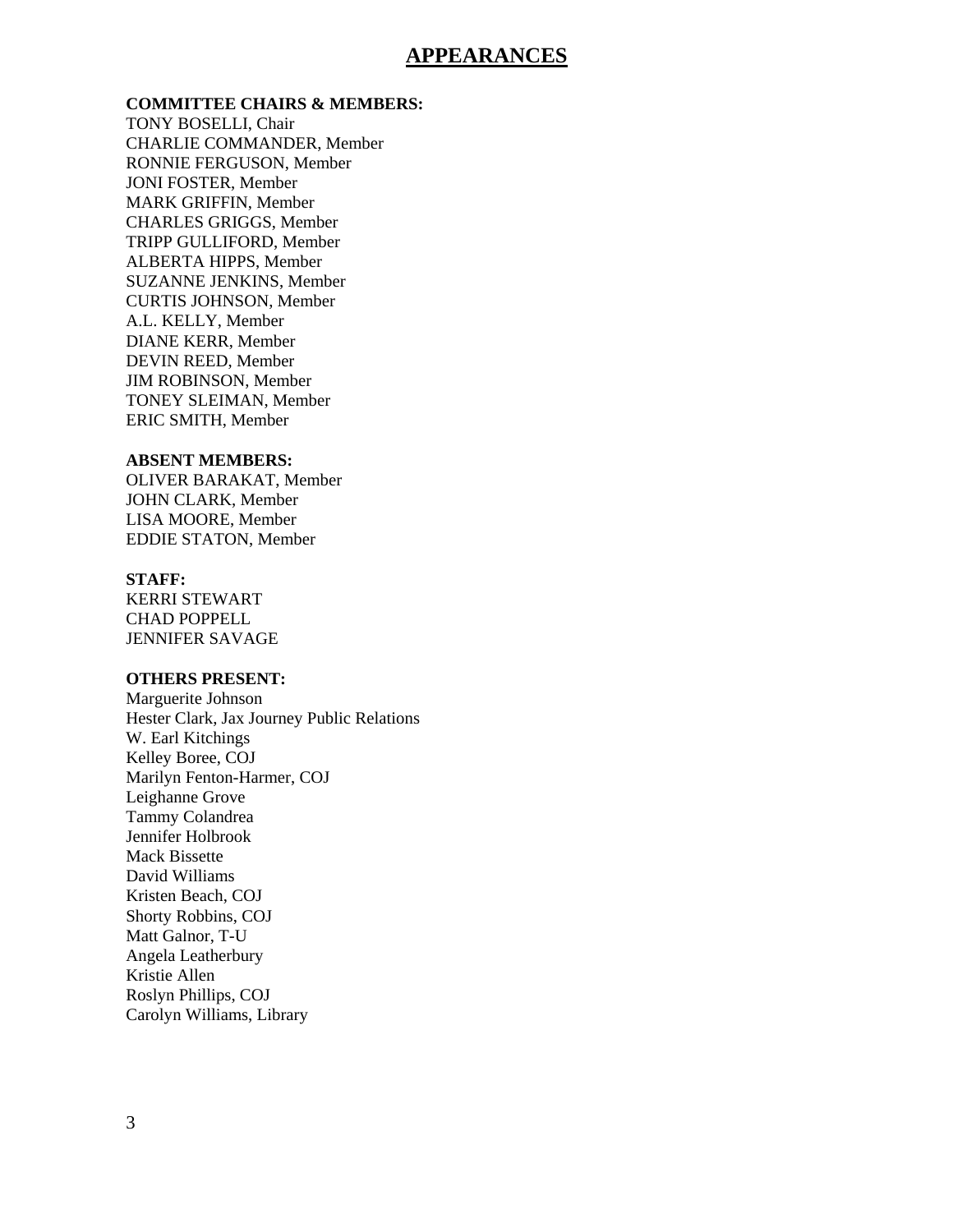# APPEARANCES

**COMMITTEE CHAIRS & MEMBERS:**

TONY BOSELLI, Chair
CHARLIE COMMANDER, Member
RONNIE FERGUSON, Member
JONI FOSTER, Member
MARK GRIFFIN, Member
CHARLES GRIGGS, Member
TRIPP GULLIFORD, Member
ALBERTA HIPPS, Member
SUZANNE JENKINS, Member
CURTIS JOHNSON, Member
A.L. KELLY, Member
DIANE KERR, Member
DEVIN REED, Member
JIM ROBINSON, Member
TONEY SLEIMAN, Member
ERIC SMITH, Member

**ABSENT MEMBERS:**

OLIVER BARAKAT, Member
JOHN CLARK, Member
LISA MOORE, Member
EDDIE STATON, Member

**STAFF:**

KERRI STEWART
CHAD POPPELL
JENNIFER SAVAGE

**OTHERS PRESENT:**

Marguerite Johnson
Hester Clark, Jax Journey Public Relations
W. Earl Kitchings
Kelley Boree, COJ
Marilyn Fenton-Harmer, COJ
Leighanne Grove
Tammy Colandrea
Jennifer Holbrook
Mack Bissette
David Williams
Kristen Beach, COJ
Shorty Robbins, COJ
Matt Galnor, T-U
Angela Leatherbury
Kristie Allen
Roslyn Phillips, COJ
Carolyn Williams, Library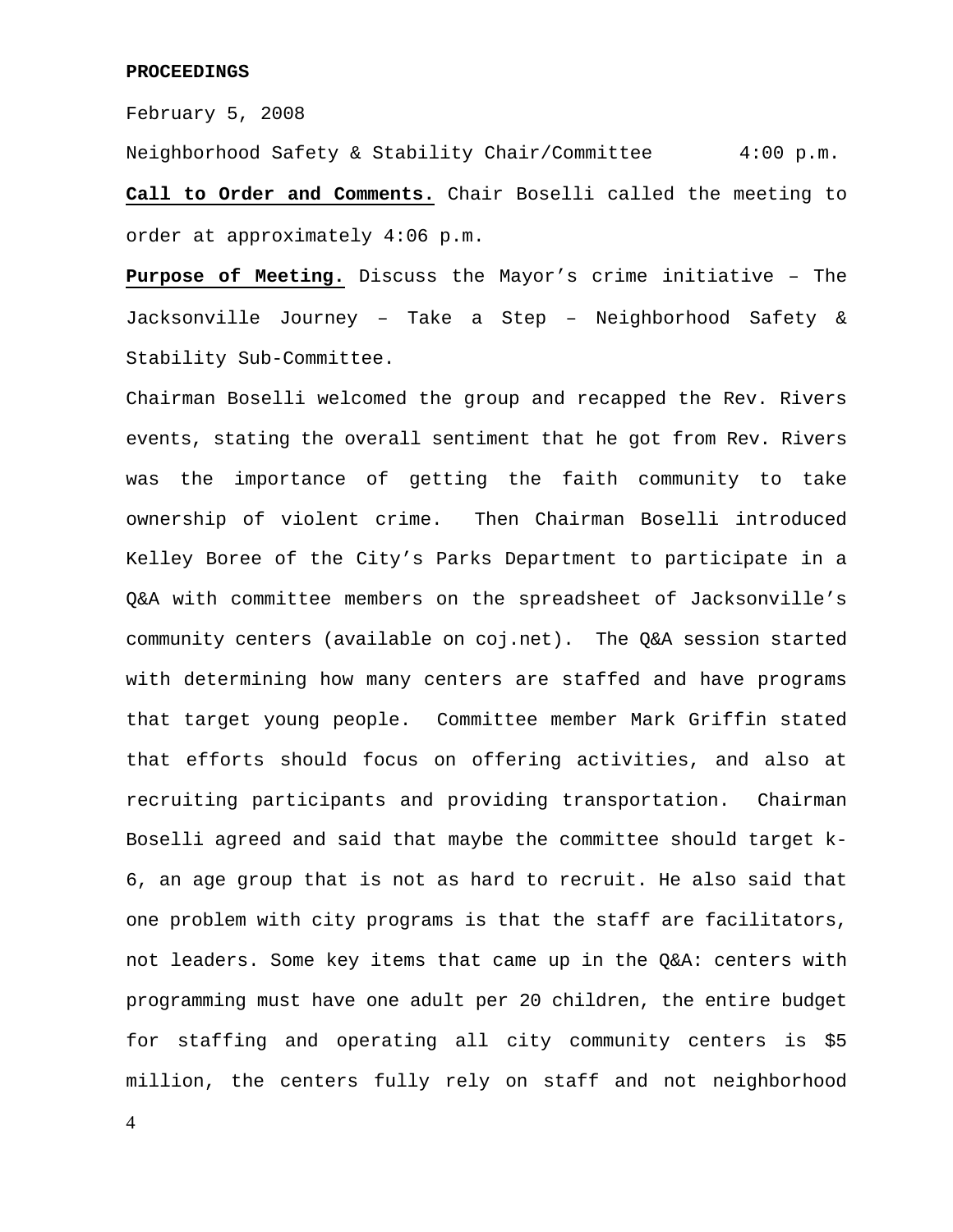**PROCEEDINGS**

February 5, 2008

Neighborhood Safety & Stability Chair/Committee 4:00 p.m.

**Call to Order and Comments.** Chair Boselli called the meeting to order at approximately 4:06 p.m.

**Purpose of Meeting.** Discuss the Mayor's crime initiative – The Jacksonville Journey – Take a Step – Neighborhood Safety & Stability Sub-Committee.

Chairman Boselli welcomed the group and recapped the Rev. Rivers events, stating the overall sentiment that he got from Rev. Rivers was the importance of getting the faith community to take ownership of violent crime. Then Chairman Boselli introduced Kelley Boree of the City's Parks Department to participate in a Q&A with committee members on the spreadsheet of Jacksonville's community centers (available on coj.net). The Q&A session started with determining how many centers are staffed and have programs that target young people. Committee member Mark Griffin stated that efforts should focus on offering activities, and also at recruiting participants and providing transportation. Chairman Boselli agreed and said that maybe the committee should target k-6, an age group that is not as hard to recruit. He also said that one problem with city programs is that the staff are facilitators, not leaders. Some key items that came up in the Q&A: centers with programming must have one adult per 20 children, the entire budget for staffing and operating all city community centers is $5 million, the centers fully rely on staff and not neighborhood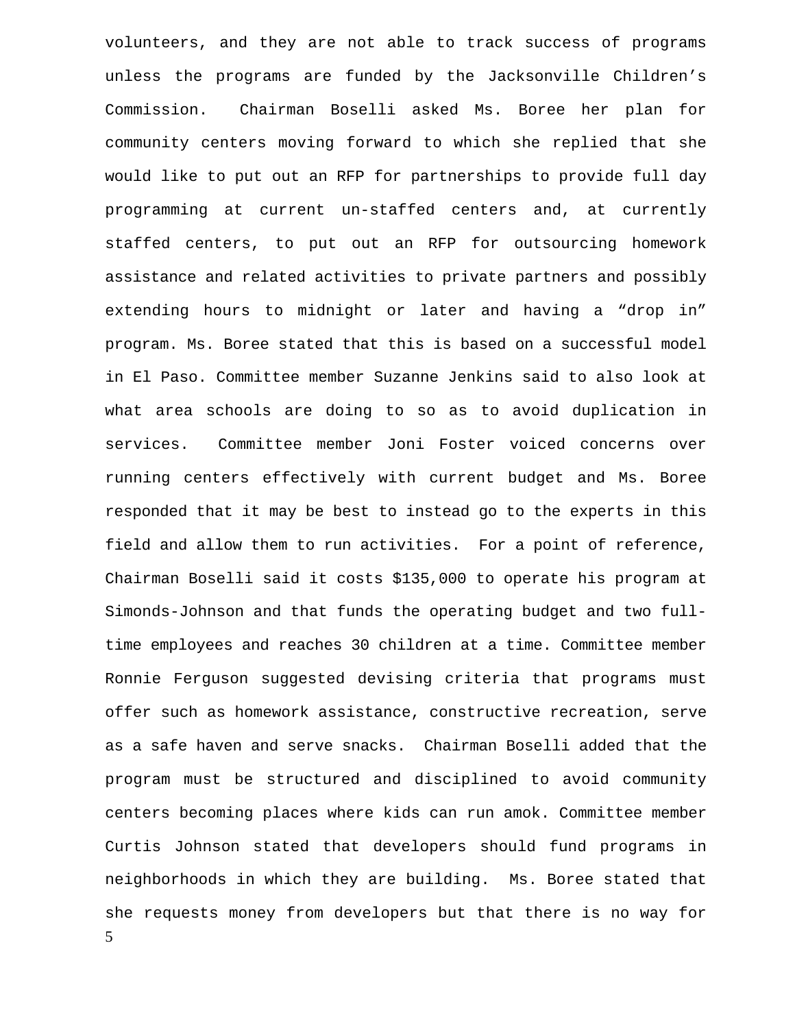volunteers, and they are not able to track success of programs unless the programs are funded by the Jacksonville Children's Commission. Chairman Boselli asked Ms. Boree her plan for community centers moving forward to which she replied that she would like to put out an RFP for partnerships to provide full day programming at current un-staffed centers and, at currently staffed centers, to put out an RFP for outsourcing homework assistance and related activities to private partners and possibly extending hours to midnight or later and having a "drop in" program. Ms. Boree stated that this is based on a successful model in El Paso. Committee member Suzanne Jenkins said to also look at what area schools are doing to so as to avoid duplication in services. Committee member Joni Foster voiced concerns over running centers effectively with current budget and Ms. Boree responded that it may be best to instead go to the experts in this field and allow them to run activities. For a point of reference, Chairman Boselli said it costs $135,000 to operate his program at Simonds-Johnson and that funds the operating budget and two full-time employees and reaches 30 children at a time. Committee member Ronnie Ferguson suggested devising criteria that programs must offer such as homework assistance, constructive recreation, serve as a safe haven and serve snacks. Chairman Boselli added that the program must be structured and disciplined to avoid community centers becoming places where kids can run amok. Committee member Curtis Johnson stated that developers should fund programs in neighborhoods in which they are building. Ms. Boree stated that she requests money from developers but that there is no way for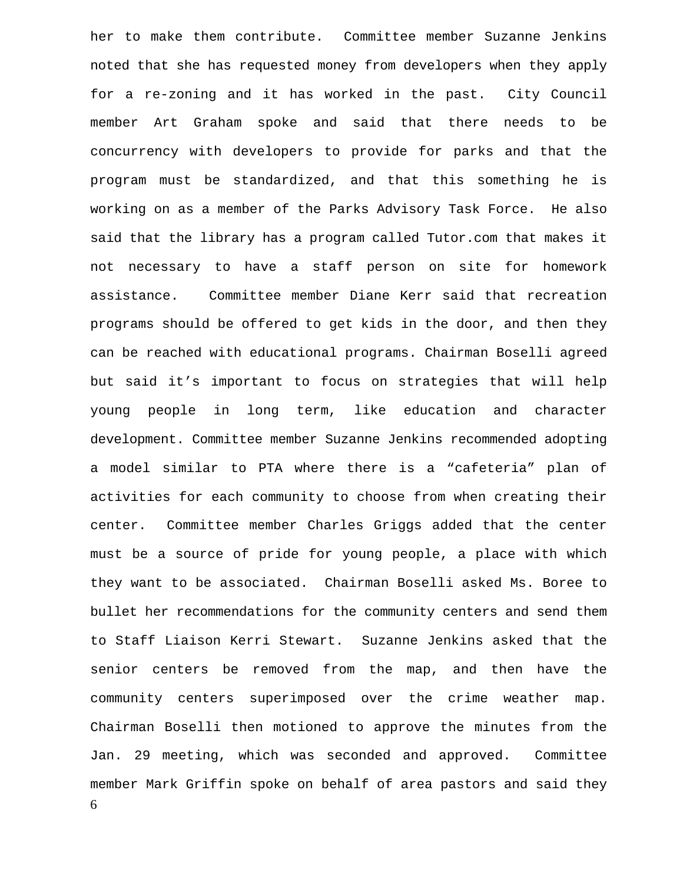her to make them contribute. Committee member Suzanne Jenkins noted that she has requested money from developers when they apply for a re-zoning and it has worked in the past. City Council member Art Graham spoke and said that there needs to be concurrency with developers to provide for parks and that the program must be standardized, and that this something he is working on as a member of the Parks Advisory Task Force. He also said that the library has a program called Tutor.com that makes it not necessary to have a staff person on site for homework assistance. Committee member Diane Kerr said that recreation programs should be offered to get kids in the door, and then they can be reached with educational programs. Chairman Boselli agreed but said it's important to focus on strategies that will help young people in long term, like education and character development. Committee member Suzanne Jenkins recommended adopting a model similar to PTA where there is a "cafeteria" plan of activities for each community to choose from when creating their center. Committee member Charles Griggs added that the center must be a source of pride for young people, a place with which they want to be associated. Chairman Boselli asked Ms. Boree to bullet her recommendations for the community centers and send them to Staff Liaison Kerri Stewart. Suzanne Jenkins asked that the senior centers be removed from the map, and then have the community centers superimposed over the crime weather map. Chairman Boselli then motioned to approve the minutes from the Jan. 29 meeting, which was seconded and approved. Committee member Mark Griffin spoke on behalf of area pastors and said they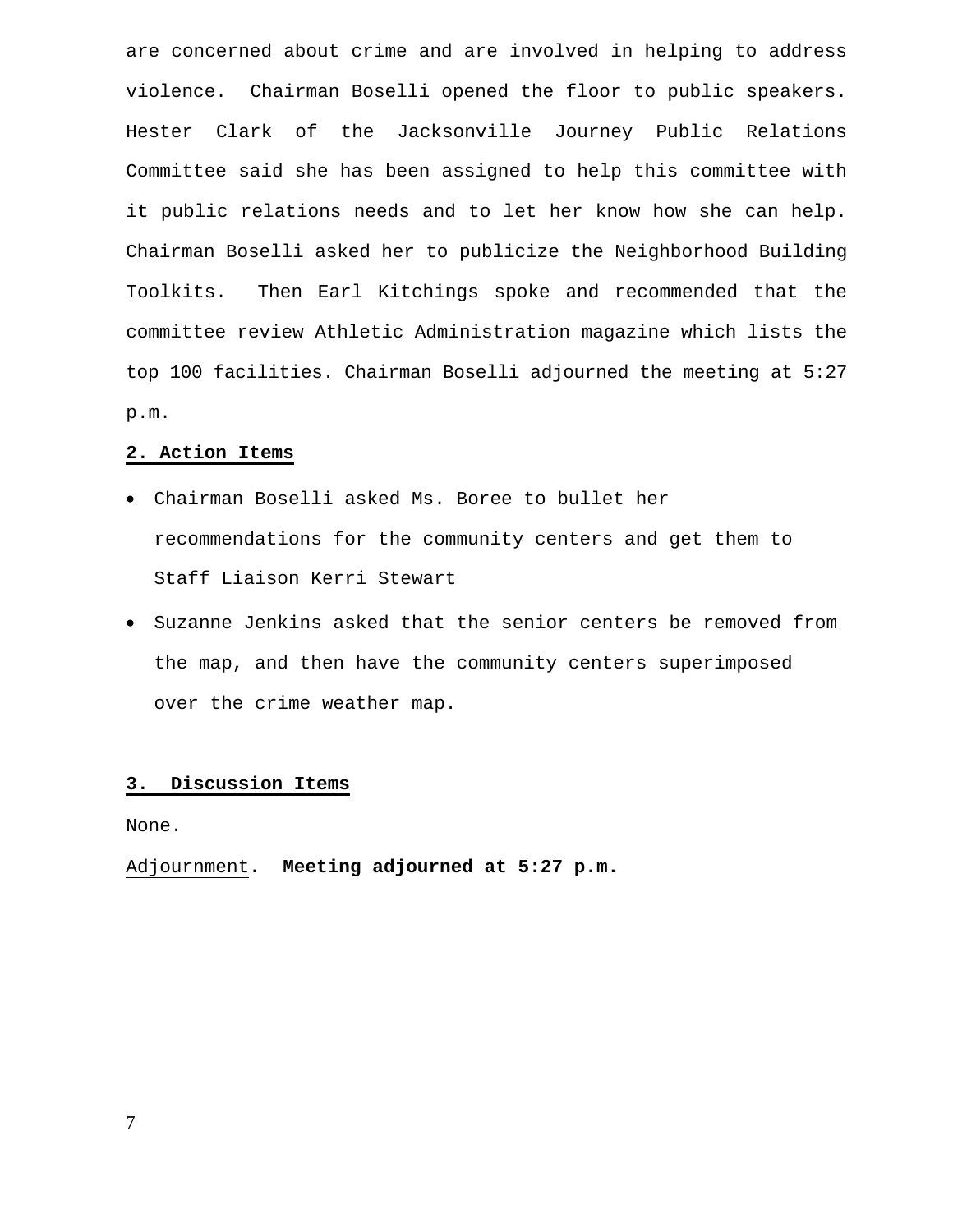are concerned about crime and are involved in helping to address violence. Chairman Boselli opened the floor to public speakers. Hester Clark of the Jacksonville Journey Public Relations Committee said she has been assigned to help this committee with it public relations needs and to let her know how she can help. Chairman Boselli asked her to publicize the Neighborhood Building Toolkits. Then Earl Kitchings spoke and recommended that the committee review Athletic Administration magazine which lists the top 100 facilities. Chairman Boselli adjourned the meeting at 5:27 p.m.

**2. Action Items**

- Chairman Boselli asked Ms. Boree to bullet her recommendations for the community centers and get them to Staff Liaison Kerri Stewart
- Suzanne Jenkins asked that the senior centers be removed from the map, and then have the community centers superimposed over the crime weather map.

**3. Discussion Items**

None.

Adjournment. **Meeting adjourned at 5:27 p.m.**